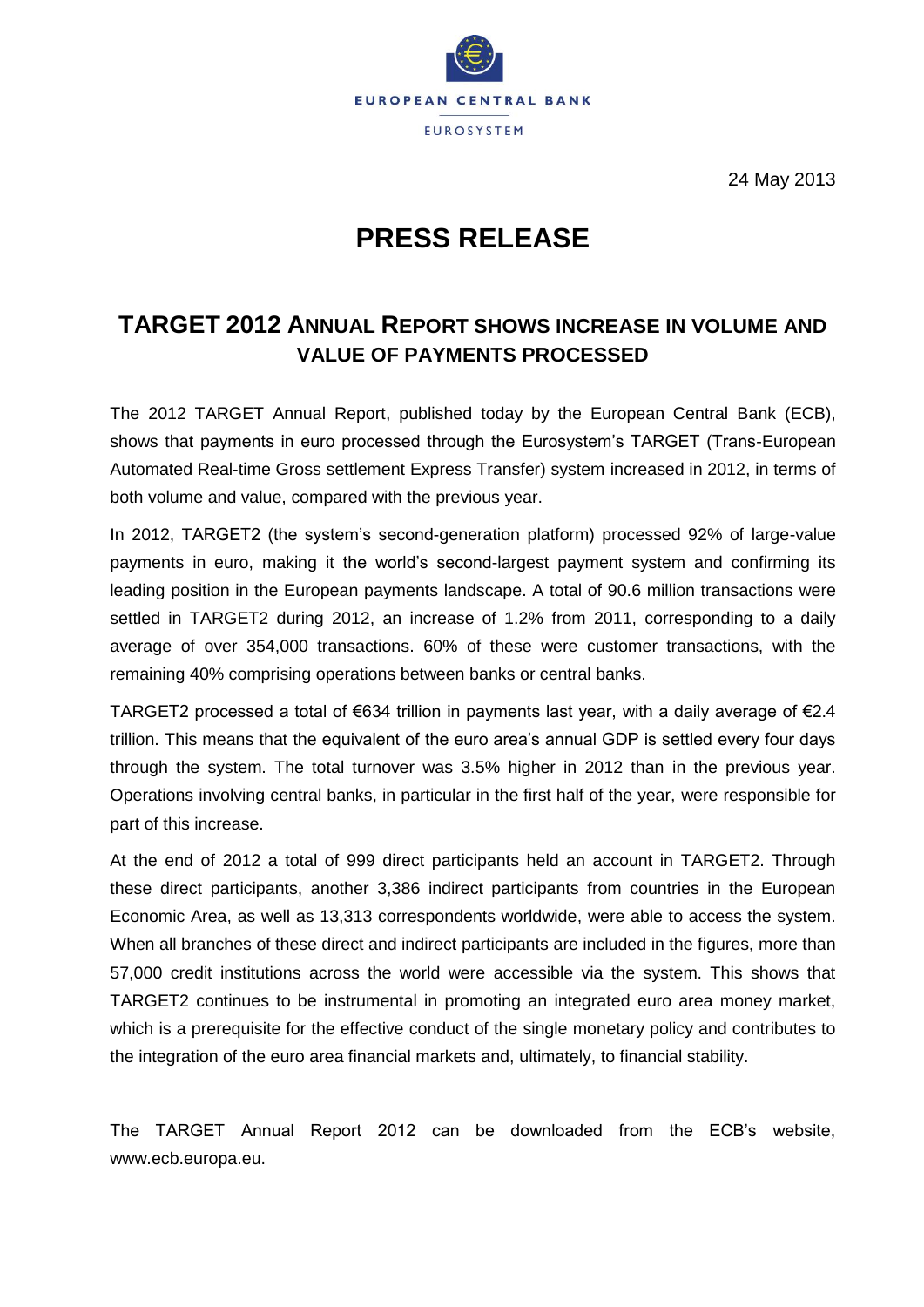EUROPEAN CENTRAL BANK

EUROSYSTEM

24 May 2013

# PRESS RELEASE

## TARGET 2012 ANNUAL REPORT SHOWS INCREASE IN VOLUME AND VALUE OF PAYMENTS PROCESSED

The 2012 TARGET Annual Report, published today by the European Central Bank (ECB), shows that payments in euro processed through the Eurosystem's TARGET (Trans-European Automated Real-time Gross settlement Express Transfer) system increased in 2012, in terms of both volume and value, compared with the previous year.

In 2012, TARGET2 (the system's second-generation platform) processed 92% of large-value payments in euro, making it the world's second-largest payment system and confirming its leading position in the European payments landscape. A total of 90.6 million transactions were settled in TARGET2 during 2012, an increase of 1.2% from 2011, corresponding to a daily average of over 354,000 transactions. 60% of these were customer transactions, with the remaining 40% comprising operations between banks or central banks.

TARGET2 processed a total of €634 trillion in payments last year, with a daily average of €2.4 trillion. This means that the equivalent of the euro area's annual GDP is settled every four days through the system. The total turnover was 3.5% higher in 2012 than in the previous year. Operations involving central banks, in particular in the first half of the year, were responsible for part of this increase.

At the end of 2012 a total of 999 direct participants held an account in TARGET2. Through these direct participants, another 3,386 indirect participants from countries in the European Economic Area, as well as 13,313 correspondents worldwide, were able to access the system. When all branches of these direct and indirect participants are included in the figures, more than 57,000 credit institutions across the world were accessible via the system. This shows that TARGET2 continues to be instrumental in promoting an integrated euro area money market, which is a prerequisite for the effective conduct of the single monetary policy and contributes to the integration of the euro area financial markets and, ultimately, to financial stability.

The TARGET Annual Report 2012 can be downloaded from the ECB's website, www.ecb.europa.eu.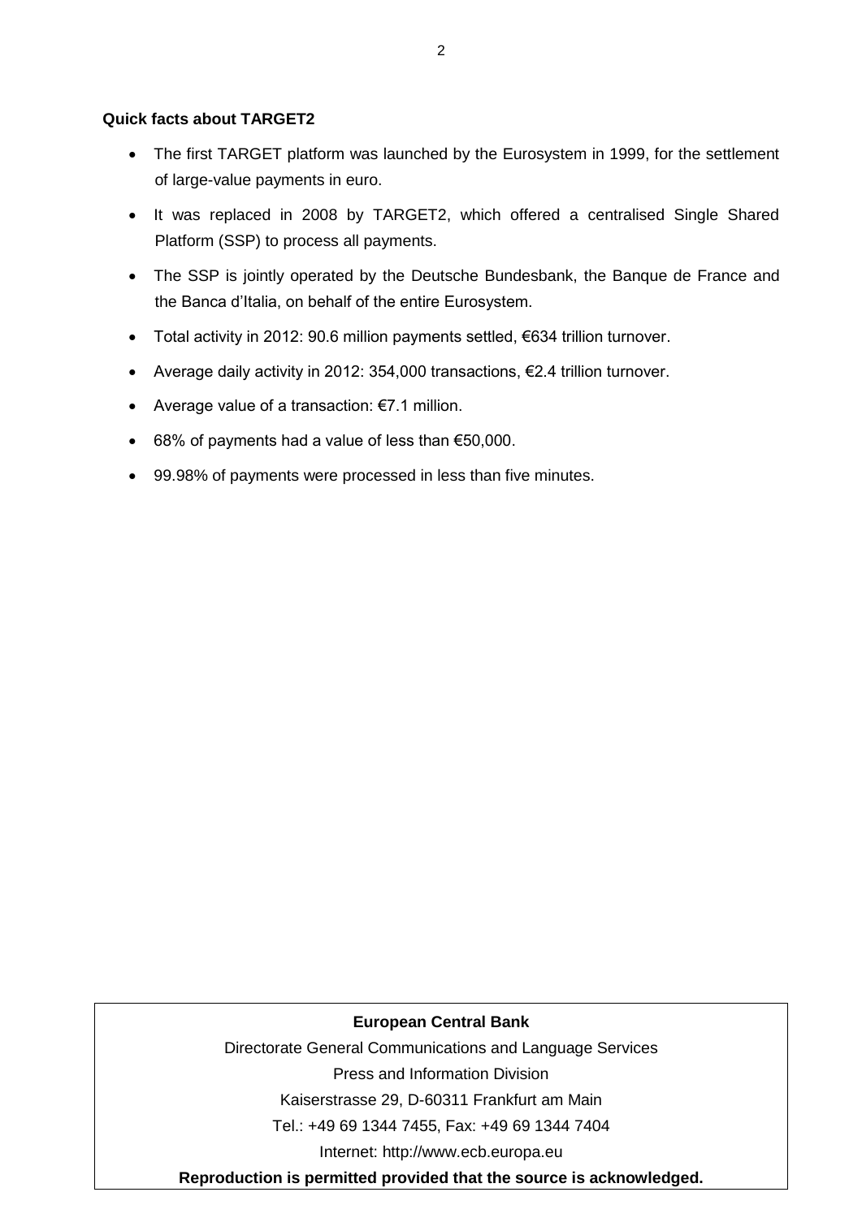**Quick facts about TARGET2**

- The first TARGET platform was launched by the Eurosystem in 1999, for the settlement of large-value payments in euro.
- It was replaced in 2008 by TARGET2, which offered a centralised Single Shared Platform (SSP) to process all payments.
- The SSP is jointly operated by the Deutsche Bundesbank, the Banque de France and the Banca d'Italia, on behalf of the entire Eurosystem.
- Total activity in 2012: 90.6 million payments settled, €634 trillion turnover.
- Average daily activity in 2012: 354,000 transactions, €2.4 trillion turnover.
- Average value of a transaction: €7.1 million.
- 68% of payments had a value of less than €50,000.
- 99.98% of payments were processed in less than five minutes.

**European Central Bank**

Directorate General Communications and Language Services

Press and Information Division

Kaiserstrasse 29, D-60311 Frankfurt am Main

Tel.: +49 69 1344 7455, Fax: +49 69 1344 7404

Internet: http://www.ecb.europa.eu

**Reproduction is permitted provided that the source is acknowledged.**